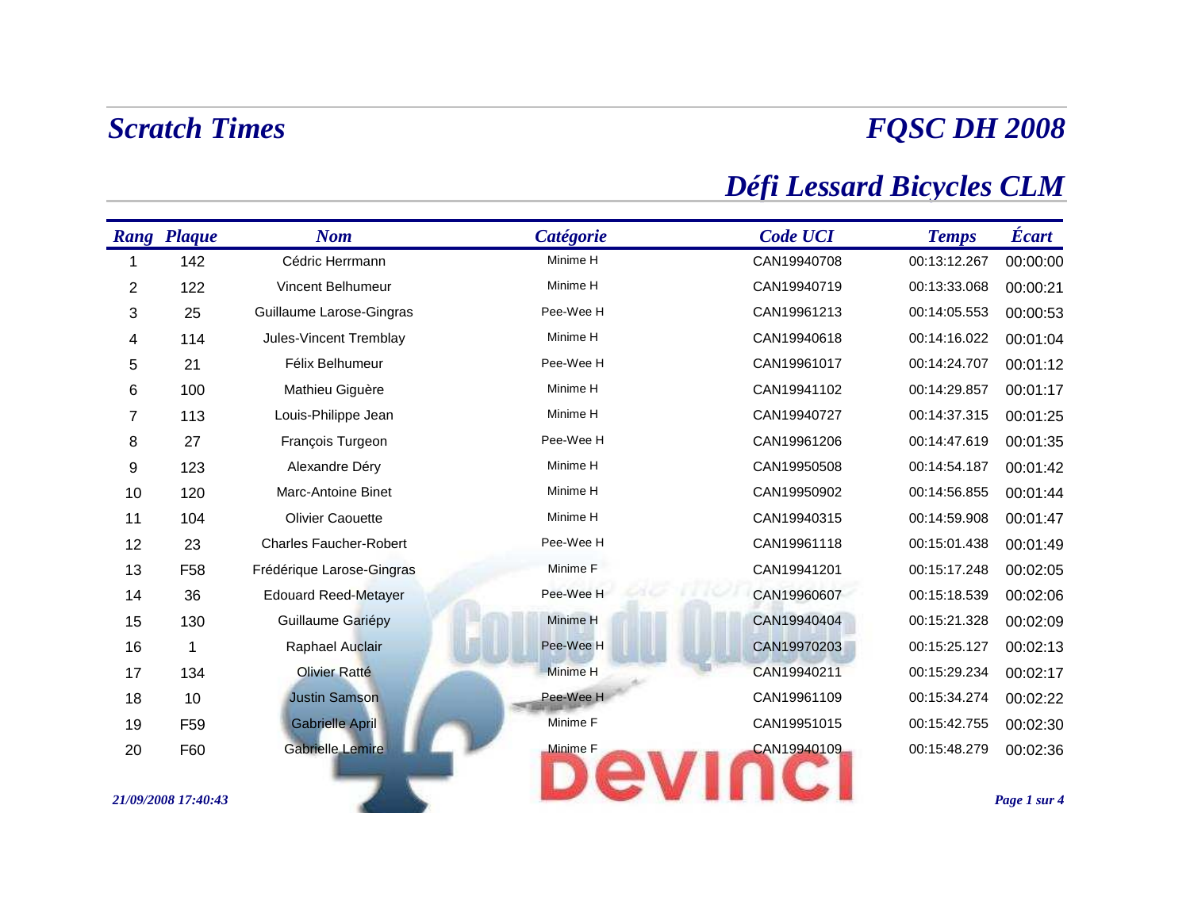# Scratch Times

# FQSC DH 2008

## Défi Lessard Bicycles CLM

| Rang | Plaque | Nom | Catégorie | Code UCI | Temps | Écart |
|---|---|---|---|---|---|---|
| 1 | 142 | Cédric Herrmann | Minime H | CAN19940708 | 00:13:12.267 | 00:00:00 |
| 2 | 122 | Vincent Belhumeur | Minime H | CAN19940719 | 00:13:33.068 | 00:00:21 |
| 3 | 25 | Guillaume Larose-Gingras | Pee-Wee H | CAN19961213 | 00:14:05.553 | 00:00:53 |
| 4 | 114 | Jules-Vincent Tremblay | Minime H | CAN19940618 | 00:14:16.022 | 00:01:04 |
| 5 | 21 | Félix Belhumeur | Pee-Wee H | CAN19961017 | 00:14:24.707 | 00:01:12 |
| 6 | 100 | Mathieu Giguère | Minime H | CAN19941102 | 00:14:29.857 | 00:01:17 |
| 7 | 113 | Louis-Philippe Jean | Minime H | CAN19940727 | 00:14:37.315 | 00:01:25 |
| 8 | 27 | François Turgeon | Pee-Wee H | CAN19961206 | 00:14:47.619 | 00:01:35 |
| 9 | 123 | Alexandre Déry | Minime H | CAN19950508 | 00:14:54.187 | 00:01:42 |
| 10 | 120 | Marc-Antoine Binet | Minime H | CAN19950902 | 00:14:56.855 | 00:01:44 |
| 11 | 104 | Olivier Caouette | Minime H | CAN19940315 | 00:14:59.908 | 00:01:47 |
| 12 | 23 | Charles Faucher-Robert | Pee-Wee H | CAN19961118 | 00:15:01.438 | 00:01:49 |
| 13 | F58 | Frédérique Larose-Gingras | Minime F | CAN19941201 | 00:15:17.248 | 00:02:05 |
| 14 | 36 | Edouard Reed-Metayer | Pee-Wee H | CAN19960607 | 00:15:18.539 | 00:02:06 |
| 15 | 130 | Guillaume Gariépy | Minime H | CAN19940404 | 00:15:21.328 | 00:02:09 |
| 16 | 1 | Raphael Auclair | Pee-Wee H | CAN19970203 | 00:15:25.127 | 00:02:13 |
| 17 | 134 | Olivier Ratté | Minime H | CAN19940211 | 00:15:29.234 | 00:02:17 |
| 18 | 10 | Justin Samson | Pee-Wee H | CAN19961109 | 00:15:34.274 | 00:02:22 |
| 19 | F59 | Gabrielle April | Minime F | CAN19951015 | 00:15:42.755 | 00:02:30 |
| 20 | F60 | Gabrielle Lemire | Minime F | CAN19940109 | 00:15:48.279 | 00:02:36 |

*21/09/2008 17:40:43*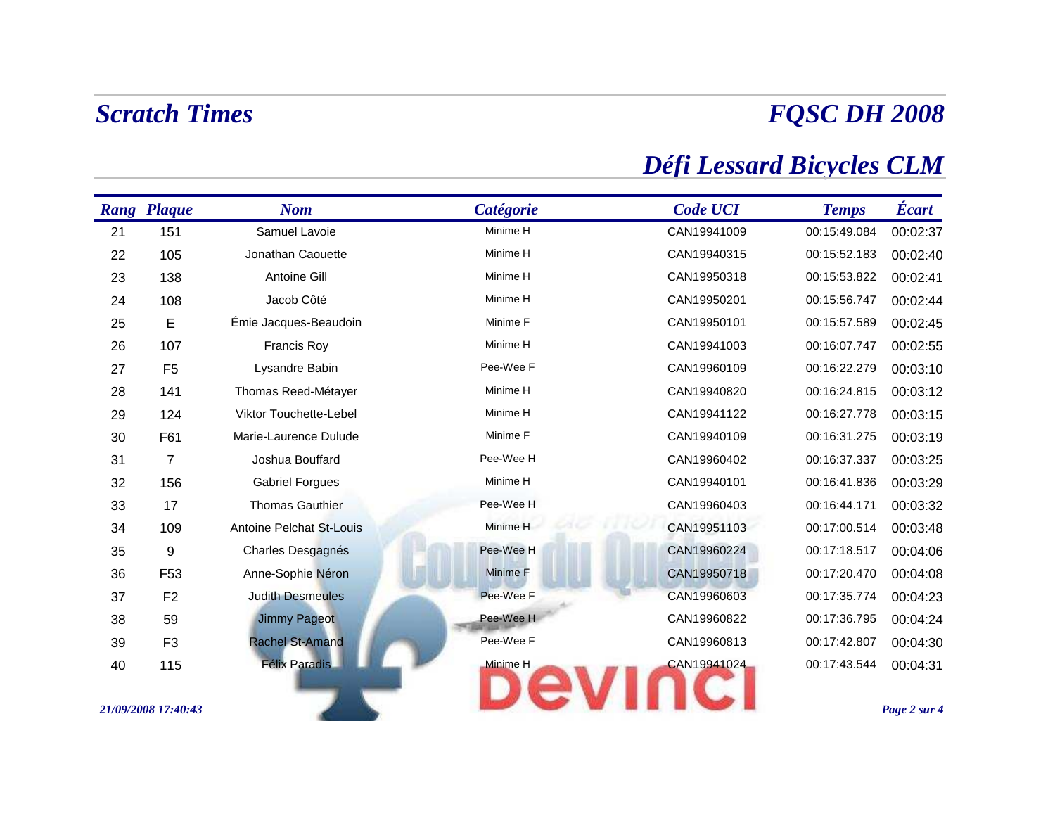# Scratch Times

# FQSC DH 2008

## Défi Lessard Bicycles CLM

| Rang | Plaque | Nom | Catégorie | Code UCI | Temps | Écart |
|---|---|---|---|---|---|---|
| 21 | 151 | Samuel Lavoie | Minime H | CAN19941009 | 00:15:49.084 | 00:02:37 |
| 22 | 105 | Jonathan Caouette | Minime H | CAN19940315 | 00:15:52.183 | 00:02:40 |
| 23 | 138 | Antoine Gill | Minime H | CAN19950318 | 00:15:53.822 | 00:02:41 |
| 24 | 108 | Jacob Côté | Minime H | CAN19950201 | 00:15:56.747 | 00:02:44 |
| 25 | E | Émie Jacques-Beaudoin | Minime F | CAN19950101 | 00:15:57.589 | 00:02:45 |
| 26 | 107 | Francis Roy | Minime H | CAN19941003 | 00:16:07.747 | 00:02:55 |
| 27 | F5 | Lysandre Babin | Pee-Wee F | CAN19960109 | 00:16:22.279 | 00:03:10 |
| 28 | 141 | Thomas Reed-Métayer | Minime H | CAN19940820 | 00:16:24.815 | 00:03:12 |
| 29 | 124 | Viktor Touchette-Lebel | Minime H | CAN19941122 | 00:16:27.778 | 00:03:15 |
| 30 | F61 | Marie-Laurence Dulude | Minime F | CAN19940109 | 00:16:31.275 | 00:03:19 |
| 31 | 7 | Joshua Bouffard | Pee-Wee H | CAN19960402 | 00:16:37.337 | 00:03:25 |
| 32 | 156 | Gabriel Forgues | Minime H | CAN19940101 | 00:16:41.836 | 00:03:29 |
| 33 | 17 | Thomas Gauthier | Pee-Wee H | CAN19960403 | 00:16:44.171 | 00:03:32 |
| 34 | 109 | Antoine Pelchat St-Louis | Minime H | CAN19951103 | 00:17:00.514 | 00:03:48 |
| 35 | 9 | Charles Desgagnés | Pee-Wee H | CAN19960224 | 00:17:18.517 | 00:04:06 |
| 36 | F53 | Anne-Sophie Néron | Minime F | CAN19950718 | 00:17:20.470 | 00:04:08 |
| 37 | F2 | Judith Desmeules | Pee-Wee F | CAN19960603 | 00:17:35.774 | 00:04:23 |
| 38 | 59 | Jimmy Pageot | Pee-Wee H | CAN19960822 | 00:17:36.795 | 00:04:24 |
| 39 | F3 | Rachel St-Amand | Pee-Wee F | CAN19960813 | 00:17:42.807 | 00:04:30 |
| 40 | 115 | Félix Paradis | Minime H | CAN19941024 | 00:17:43.544 | 00:04:31 |

*21/09/2008 17:40:43*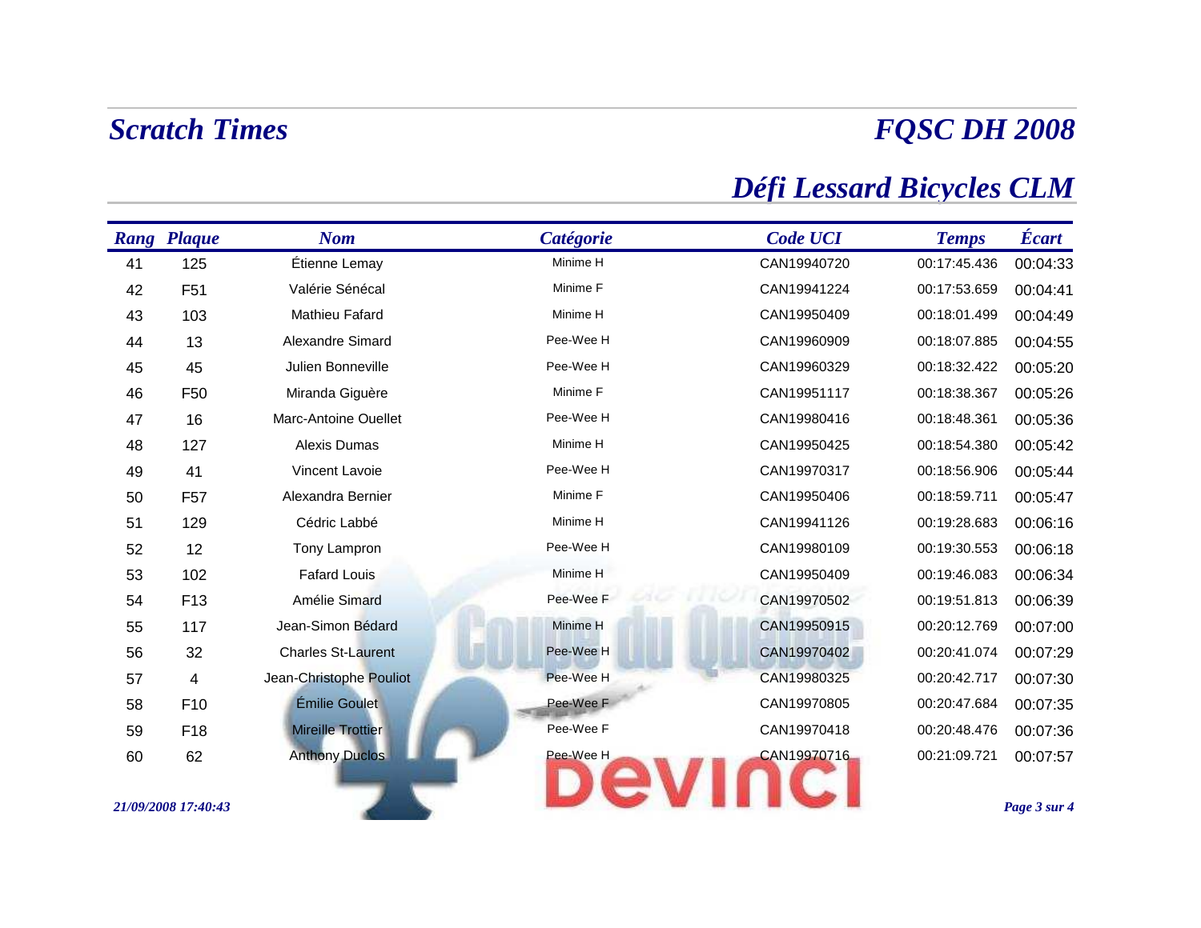# Scratch Times

# FQSC DH 2008

## Défi Lessard Bicycles CLM

| Rang | Plaque | Nom | Catégorie | Code UCI | Temps | Écart |
|---|---|---|---|---|---|---|
| 41 | 125 | Étienne Lemay | Minime H | CAN19940720 | 00:17:45.436 | 00:04:33 |
| 42 | F51 | Valérie Sénécal | Minime F | CAN19941224 | 00:17:53.659 | 00:04:41 |
| 43 | 103 | Mathieu Fafard | Minime H | CAN19950409 | 00:18:01.499 | 00:04:49 |
| 44 | 13 | Alexandre Simard | Pee-Wee H | CAN19960909 | 00:18:07.885 | 00:04:55 |
| 45 | 45 | Julien Bonneville | Pee-Wee H | CAN19960329 | 00:18:32.422 | 00:05:20 |
| 46 | F50 | Miranda Giguère | Minime F | CAN19951117 | 00:18:38.367 | 00:05:26 |
| 47 | 16 | Marc-Antoine Ouellet | Pee-Wee H | CAN19980416 | 00:18:48.361 | 00:05:36 |
| 48 | 127 | Alexis Dumas | Minime H | CAN19950425 | 00:18:54.380 | 00:05:42 |
| 49 | 41 | Vincent Lavoie | Pee-Wee H | CAN19970317 | 00:18:56.906 | 00:05:44 |
| 50 | F57 | Alexandra Bernier | Minime F | CAN19950406 | 00:18:59.711 | 00:05:47 |
| 51 | 129 | Cédric Labbé | Minime H | CAN19941126 | 00:19:28.683 | 00:06:16 |
| 52 | 12 | Tony Lampron | Pee-Wee H | CAN19980109 | 00:19:30.553 | 00:06:18 |
| 53 | 102 | Fafard Louis | Minime H | CAN19950409 | 00:19:46.083 | 00:06:34 |
| 54 | F13 | Amélie Simard | Pee-Wee F | CAN19970502 | 00:19:51.813 | 00:06:39 |
| 55 | 117 | Jean-Simon Bédard | Minime H | CAN19950915 | 00:20:12.769 | 00:07:00 |
| 56 | 32 | Charles St-Laurent | Pee-Wee H | CAN19970402 | 00:20:41.074 | 00:07:29 |
| 57 | 4 | Jean-Christophe Pouliot | Pee-Wee H | CAN19980325 | 00:20:42.717 | 00:07:30 |
| 58 | F10 | Émilie Goulet | Pee-Wee F | CAN19970805 | 00:20:47.684 | 00:07:35 |
| 59 | F18 | Mireille Trottier | Pee-Wee F | CAN19970418 | 00:20:48.476 | 00:07:36 |
| 60 | 62 | Anthony Duclos | Pee-Wee H | CAN19970716 | 00:21:09.721 | 00:07:57 |

*21/09/2008 17:40:43*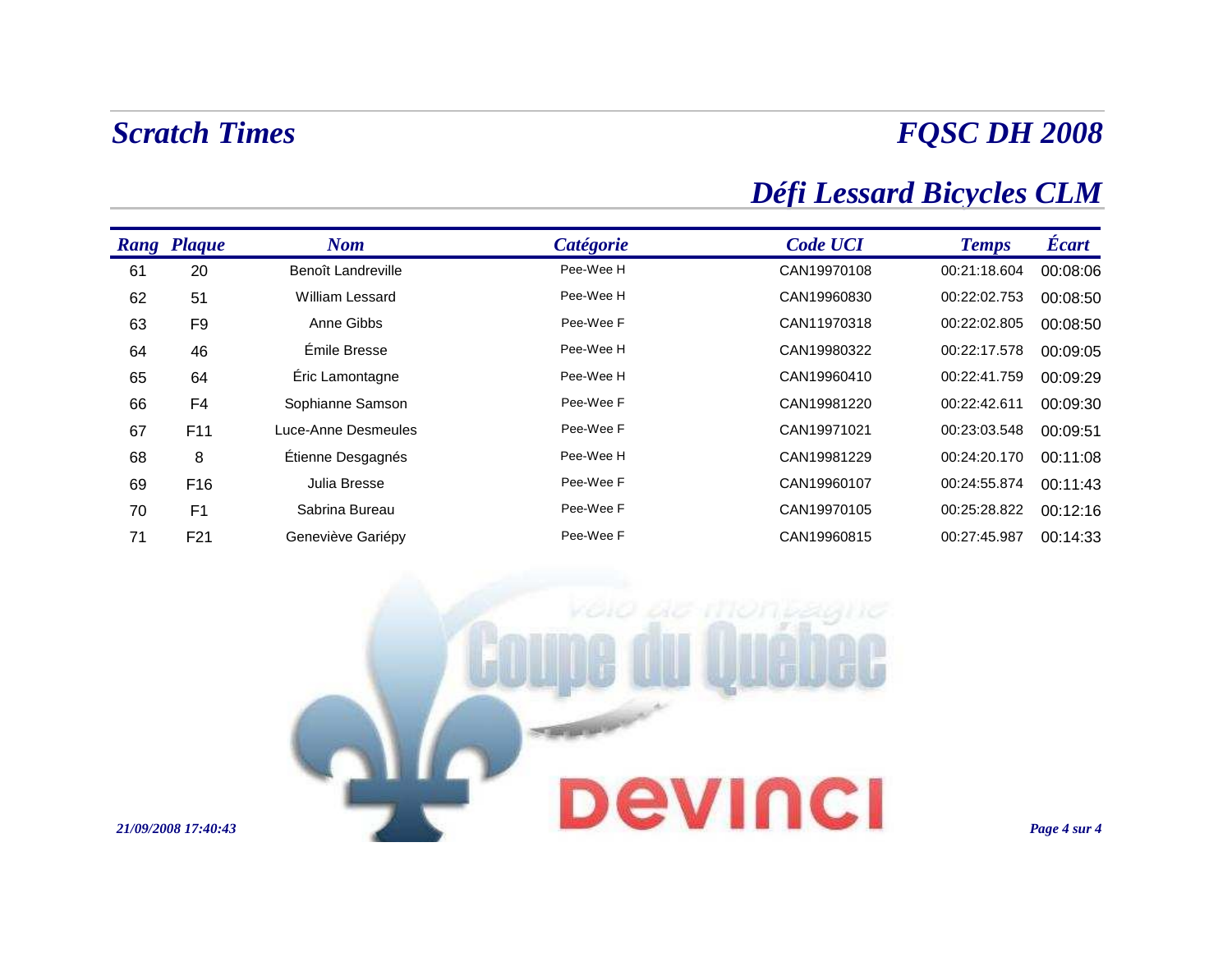## Scratch Times

## FQSC DH 2008

## Défi Lessard Bicycles CLM

| Rang | Plaque | Nom | Catégorie | Code UCI | Temps | Écart |
|---|---|---|---|---|---|---|
| 61 | 20 | Benoît Landreville | Pee-Wee H | CAN19970108 | 00:21:18.604 | 00:08:06 |
| 62 | 51 | William Lessard | Pee-Wee H | CAN19960830 | 00:22:02.753 | 00:08:50 |
| 63 | F9 | Anne Gibbs | Pee-Wee F | CAN11970318 | 00:22:02.805 | 00:08:50 |
| 64 | 46 | Émile Bresse | Pee-Wee H | CAN19980322 | 00:22:17.578 | 00:09:05 |
| 65 | 64 | Éric Lamontagne | Pee-Wee H | CAN19960410 | 00:22:41.759 | 00:09:29 |
| 66 | F4 | Sophianne Samson | Pee-Wee F | CAN19981220 | 00:22:42.611 | 00:09:30 |
| 67 | F11 | Luce-Anne Desmeules | Pee-Wee F | CAN19971021 | 00:23:03.548 | 00:09:51 |
| 68 | 8 | Étienne Desgagnés | Pee-Wee H | CAN19981229 | 00:24:20.170 | 00:11:08 |
| 69 | F16 | Julia Bresse | Pee-Wee F | CAN19960107 | 00:24:55.874 | 00:11:43 |
| 70 | F1 | Sabrina Bureau | Pee-Wee F | CAN19970105 | 00:25:28.822 | 00:12:16 |
| 71 | F21 | Geneviève Gariépy | Pee-Wee F | CAN19960815 | 00:27:45.987 | 00:14:33 |

*21/09/2008 17:40:43*